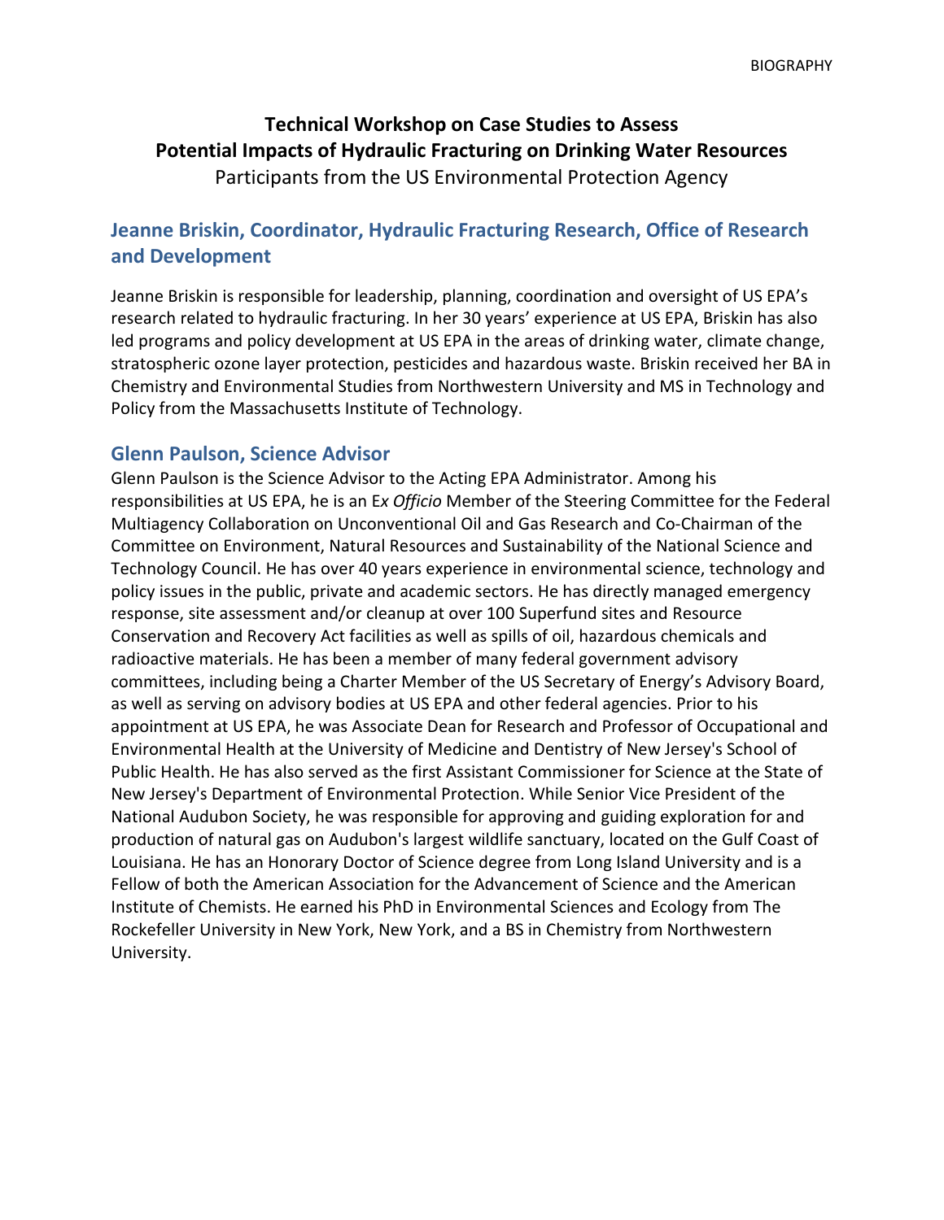# Technical Workshop on Case Studies to Assess Potential Impacts of Hydraulic Fracturing on Drinking Water Resources

Participants from the US Environmental Protection Agency

## Jeanne Briskin, Coordinator, Hydraulic Fracturing Research, Office of Research and Development

Jeanne Briskin is responsible for leadership, planning, coordination and oversight of US EPA's research related to hydraulic fracturing. In her 30 years' experience at US EPA, Briskin has also led programs and policy development at US EPA in the areas of drinking water, climate change, stratospheric ozone layer protection, pesticides and hazardous waste. Briskin received her BA in Chemistry and Environmental Studies from Northwestern University and MS in Technology and Policy from the Massachusetts Institute of Technology.

## Glenn Paulson, Science Advisor

Glenn Paulson is the Science Advisor to the Acting EPA Administrator. Among his responsibilities at US EPA, he is an E*x Officio* Member of the Steering Committee for the Federal Multiagency Collaboration on Unconventional Oil and Gas Research and Co-Chairman of the Committee on Environment, Natural Resources and Sustainability of the National Science and Technology Council. He has over 40 years experience in environmental science, technology and policy issues in the public, private and academic sectors. He has directly managed emergency response, site assessment and/or cleanup at over 100 Superfund sites and Resource Conservation and Recovery Act facilities as well as spills of oil, hazardous chemicals and radioactive materials. He has been a member of many federal government advisory committees, including being a Charter Member of the US Secretary of Energy's Advisory Board, as well as serving on advisory bodies at US EPA and other federal agencies. Prior to his appointment at US EPA, he was Associate Dean for Research and Professor of Occupational and Environmental Health at the University of Medicine and Dentistry of New Jersey's School of Public Health. He has also served as the first Assistant Commissioner for Science at the State of New Jersey's Department of Environmental Protection. While Senior Vice President of the National Audubon Society, he was responsible for approving and guiding exploration for and production of natural gas on Audubon's largest wildlife sanctuary, located on the Gulf Coast of Louisiana. He has an Honorary Doctor of Science degree from Long Island University and is a Fellow of both the American Association for the Advancement of Science and the American Institute of Chemists. He earned his PhD in Environmental Sciences and Ecology from The Rockefeller University in New York, New York, and a BS in Chemistry from Northwestern University.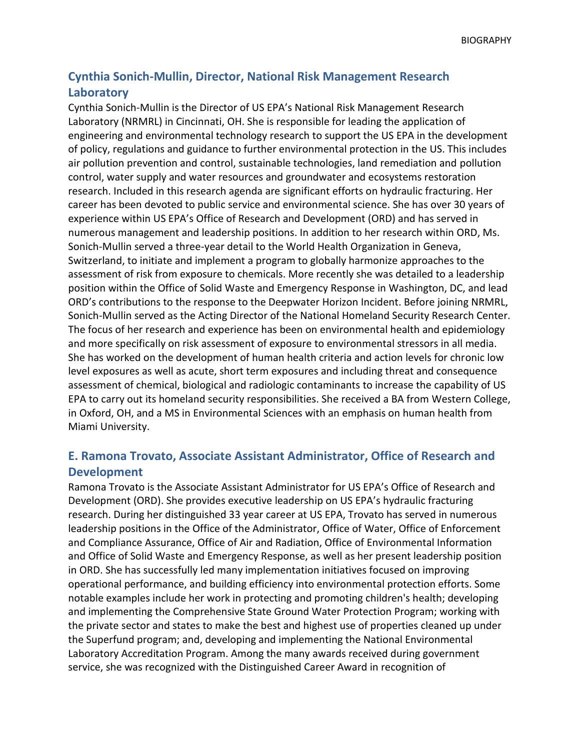## Cynthia Sonich-Mullin, Director, National Risk Management Research Laboratory

Cynthia Sonich-Mullin is the Director of US EPA's National Risk Management Research Laboratory (NRMRL) in Cincinnati, OH. She is responsible for leading the application of engineering and environmental technology research to support the US EPA in the development of policy, regulations and guidance to further environmental protection in the US. This includes air pollution prevention and control, sustainable technologies, land remediation and pollution control, water supply and water resources and groundwater and ecosystems restoration research. Included in this research agenda are significant efforts on hydraulic fracturing. Her career has been devoted to public service and environmental science. She has over 30 years of experience within US EPA's Office of Research and Development (ORD) and has served in numerous management and leadership positions. In addition to her research within ORD, Ms. Sonich-Mullin served a three-year detail to the World Health Organization in Geneva, Switzerland, to initiate and implement a program to globally harmonize approaches to the assessment of risk from exposure to chemicals. More recently she was detailed to a leadership position within the Office of Solid Waste and Emergency Response in Washington, DC, and lead ORD's contributions to the response to the Deepwater Horizon Incident. Before joining NRMRL, Sonich-Mullin served as the Acting Director of the National Homeland Security Research Center. The focus of her research and experience has been on environmental health and epidemiology and more specifically on risk assessment of exposure to environmental stressors in all media. She has worked on the development of human health criteria and action levels for chronic low level exposures as well as acute, short term exposures and including threat and consequence assessment of chemical, biological and radiologic contaminants to increase the capability of US EPA to carry out its homeland security responsibilities. She received a BA from Western College, in Oxford, OH, and a MS in Environmental Sciences with an emphasis on human health from Miami University.

## E. Ramona Trovato, Associate Assistant Administrator, Office of Research and Development

Ramona Trovato is the Associate Assistant Administrator for US EPA's Office of Research and Development (ORD). She provides executive leadership on US EPA's hydraulic fracturing research. During her distinguished 33 year career at US EPA, Trovato has served in numerous leadership positions in the Office of the Administrator, Office of Water, Office of Enforcement and Compliance Assurance, Office of Air and Radiation, Office of Environmental Information and Office of Solid Waste and Emergency Response, as well as her present leadership position in ORD. She has successfully led many implementation initiatives focused on improving operational performance, and building efficiency into environmental protection efforts. Some notable examples include her work in protecting and promoting children's health; developing and implementing the Comprehensive State Ground Water Protection Program; working with the private sector and states to make the best and highest use of properties cleaned up under the Superfund program; and, developing and implementing the National Environmental Laboratory Accreditation Program. Among the many awards received during government service, she was recognized with the Distinguished Career Award in recognition of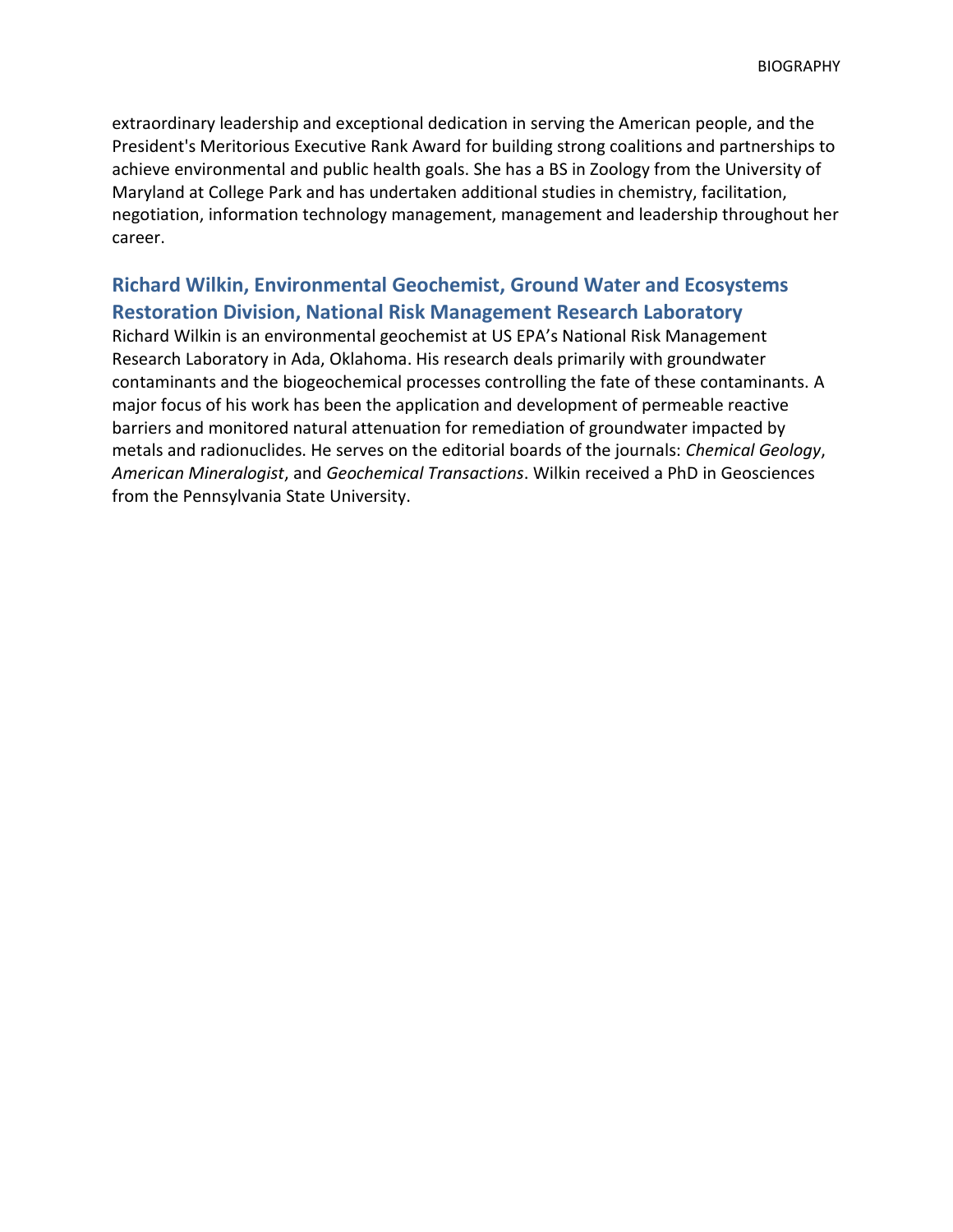extraordinary leadership and exceptional dedication in serving the American people, and the President's Meritorious Executive Rank Award for building strong coalitions and partnerships to achieve environmental and public health goals. She has a BS in Zoology from the University of Maryland at College Park and has undertaken additional studies in chemistry, facilitation, negotiation, information technology management, management and leadership throughout her career.

## Richard Wilkin, Environmental Geochemist, Ground Water and Ecosystems Restoration Division, National Risk Management Research Laboratory

Richard Wilkin is an environmental geochemist at US EPA's National Risk Management Research Laboratory in Ada, Oklahoma. His research deals primarily with groundwater contaminants and the biogeochemical processes controlling the fate of these contaminants. A major focus of his work has been the application and development of permeable reactive barriers and monitored natural attenuation for remediation of groundwater impacted by metals and radionuclides. He serves on the editorial boards of the journals: *Chemical Geology*, *American Mineralogist*, and *Geochemical Transactions*. Wilkin received a PhD in Geosciences from the Pennsylvania State University.